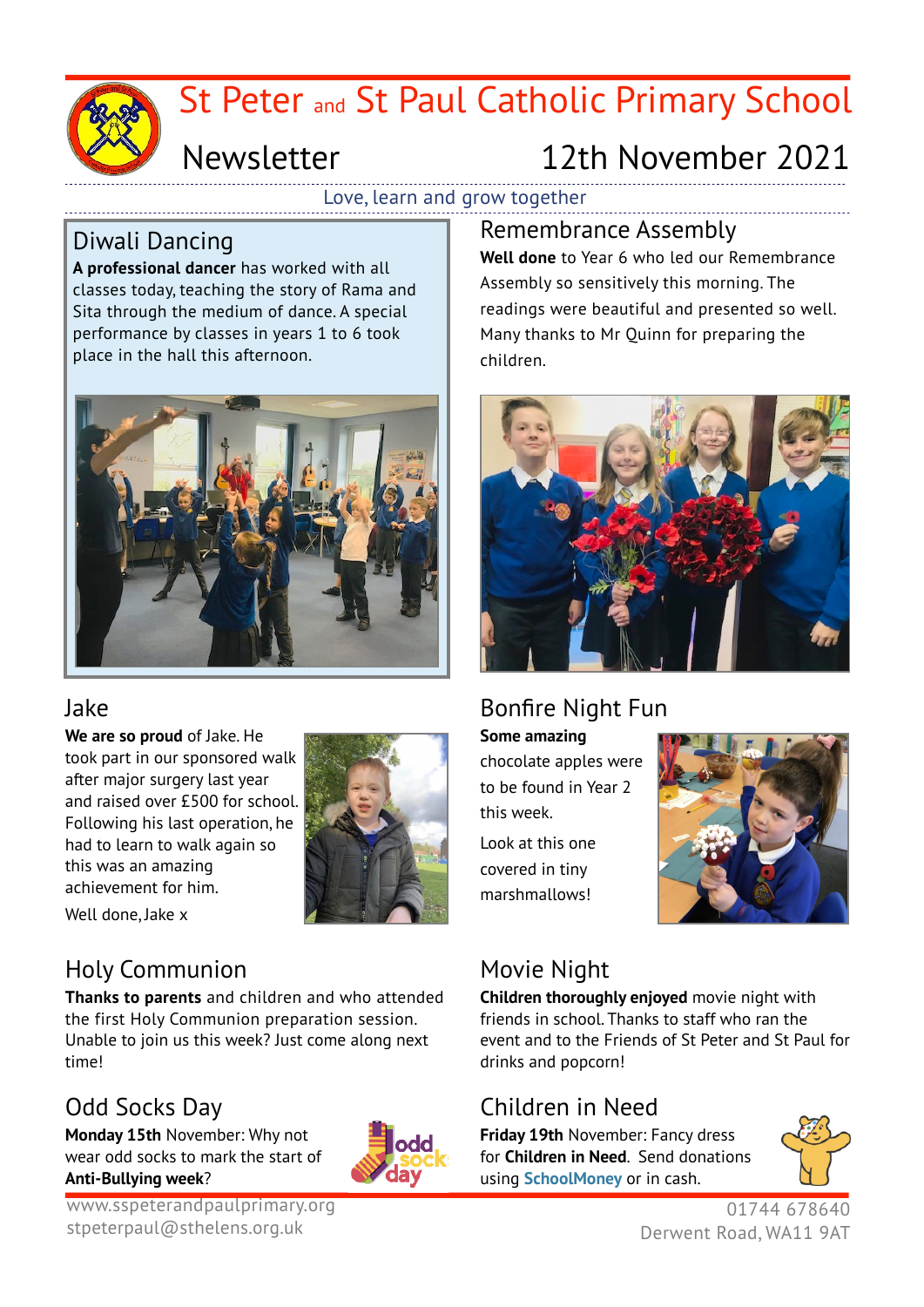# St Peter and St Paul Catholic Primary School

## Newsletter 12th November 2021

Love, learn and grow together

## Diwali Dancing

**A professional dancer** has worked with all classes today, teaching the story of Rama and Sita through the medium of dance. A special performance by classes in years 1 to 6 took place in the hall this afternoon.

## Remembrance Assembly

**Well done** to Year 6 who led our Remembrance Assembly so sensitively this morning. The readings were beautiful and presented so well. Many thanks to Mr Quinn for preparing the children.

## Jake

**We are so proud** of Jake. He took part in our sponsored walk after major surgery last year and raised over £500 for school. Following his last operation, he had to learn to walk again so this was an amazing achievement for him.

Well done, Jake x

## Bonfire Night Fun

**Some amazing** chocolate apples were to be found in Year 2 this week.

Look at this one covered in tiny marshmallows!

## Holy Communion

**Thanks to parents** and children and who attended the first Holy Communion preparation session. Unable to join us this week? Just come along next time!

## Movie Night

**Children thoroughly enjoyed** movie night with friends in school. Thanks to staff who ran the event and to the Friends of St Peter and St Paul for drinks and popcorn!

## Odd Socks Day

**Monday 15th** November: Why not wear odd socks to mark the start of **Anti-Bullying week**?

## Children in Need

**Friday 19th** November: Fancy dress for **Children in Need**. Send donations using **SchoolMoney** or in cash.

www.sspeterandpaulprimary.org
stpeterpaul@sthelens.org.uk

01744 678640
Derwent Road, WA11 9AT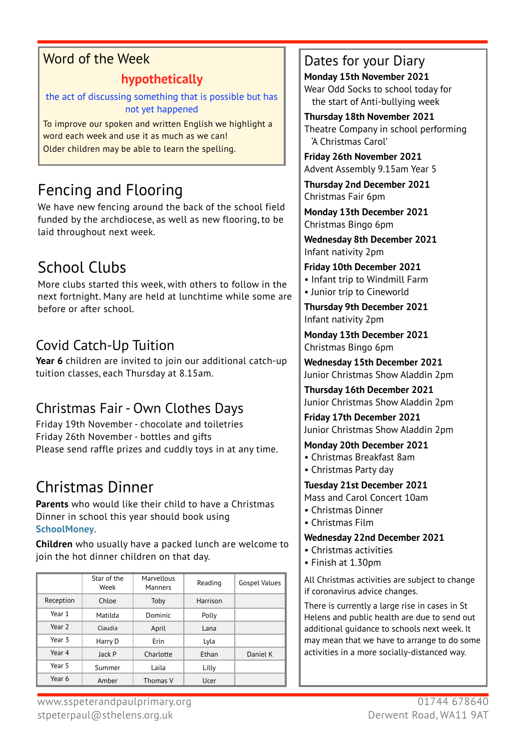## Word of the Week

**hypothetically**

the act of discussing something that is possible but has not yet happened

To improve our spoken and written English we highlight a word each week and use it as much as we can!
Older children may be able to learn the spelling.

## Fencing and Flooring

We have new fencing around the back of the school field funded by the archdiocese, as well as new flooring, to be laid throughout next week.

## School Clubs

More clubs started this week, with others to follow in the next fortnight. Many are held at lunchtime while some are before or after school.

## Covid Catch-Up Tuition

**Year 6** children are invited to join our additional catch-up tuition classes, each Thursday at 8.15am.

## Christmas Fair - Own Clothes Days

Friday 19th November - chocolate and toiletries
Friday 26th November - bottles and gifts
Please send raffle prizes and cuddly toys in at any time.

## Christmas Dinner

**Parents** who would like their child to have a Christmas Dinner in school this year should book using **SchoolMoney**.

**Children** who usually have a packed lunch are welcome to join the hot dinner children on that day.

| | Star of the Week | Marvellous Manners | Reading | Gospel Values |
|---|---|---|---|---|
| Reception | Chloe | Toby | Harrison | |
| Year 1 | Matilda | Dominic | Polly | |
| Year 2 | Claudia | April | Lana | |
| Year 3 | Harry D | Erin | Lyla | |
| Year 4 | Jack P | Charlotte | Ethan | Daniel K |
| Year 5 | Summer | Laila | Lilly | |
| Year 6 | Amber | Thomas V | Ucer | |

## Dates for your Diary

**Monday 15th November 2021**
Wear Odd Socks to school today for the start of Anti-bullying week

**Thursday 18th November 2021**
Theatre Company in school performing 'A Christmas Carol'

**Friday 26th November 2021**
Advent Assembly 9.15am Year 5

**Thursday 2nd December 2021**
Christmas Fair 6pm

**Monday 13th December 2021**
Christmas Bingo 6pm

**Wednesday 8th December 2021**
Infant nativity 2pm

**Friday 10th December 2021**
- Infant trip to Windmill Farm
- Junior trip to Cineworld

**Thursday 9th December 2021**
Infant nativity 2pm

**Monday 13th December 2021**
Christmas Bingo 6pm

**Wednesday 15th December 2021**
Junior Christmas Show Aladdin 2pm

**Thursday 16th December 2021**
Junior Christmas Show Aladdin 2pm

**Friday 17th December 2021**
Junior Christmas Show Aladdin 2pm

**Monday 20th December 2021**
- Christmas Breakfast 8am
- Christmas Party day

**Tuesday 21st December 2021**
Mass and Carol Concert 10am
- Christmas Dinner
- Christmas Film

**Wednesday 22nd December 2021**
- Christmas activities
- Finish at 1.30pm

All Christmas activities are subject to change if coronavirus advice changes.

There is currently a large rise in cases in St Helens and public health are due to send out additional guidance to schools next week. It may mean that we have to arrange to do some activities in a more socially-distanced way.

www.sspeterandpaulprimary.org
stpeterpaul@sthelens.org.uk
01744 678640
Derwent Road, WA11 9AT